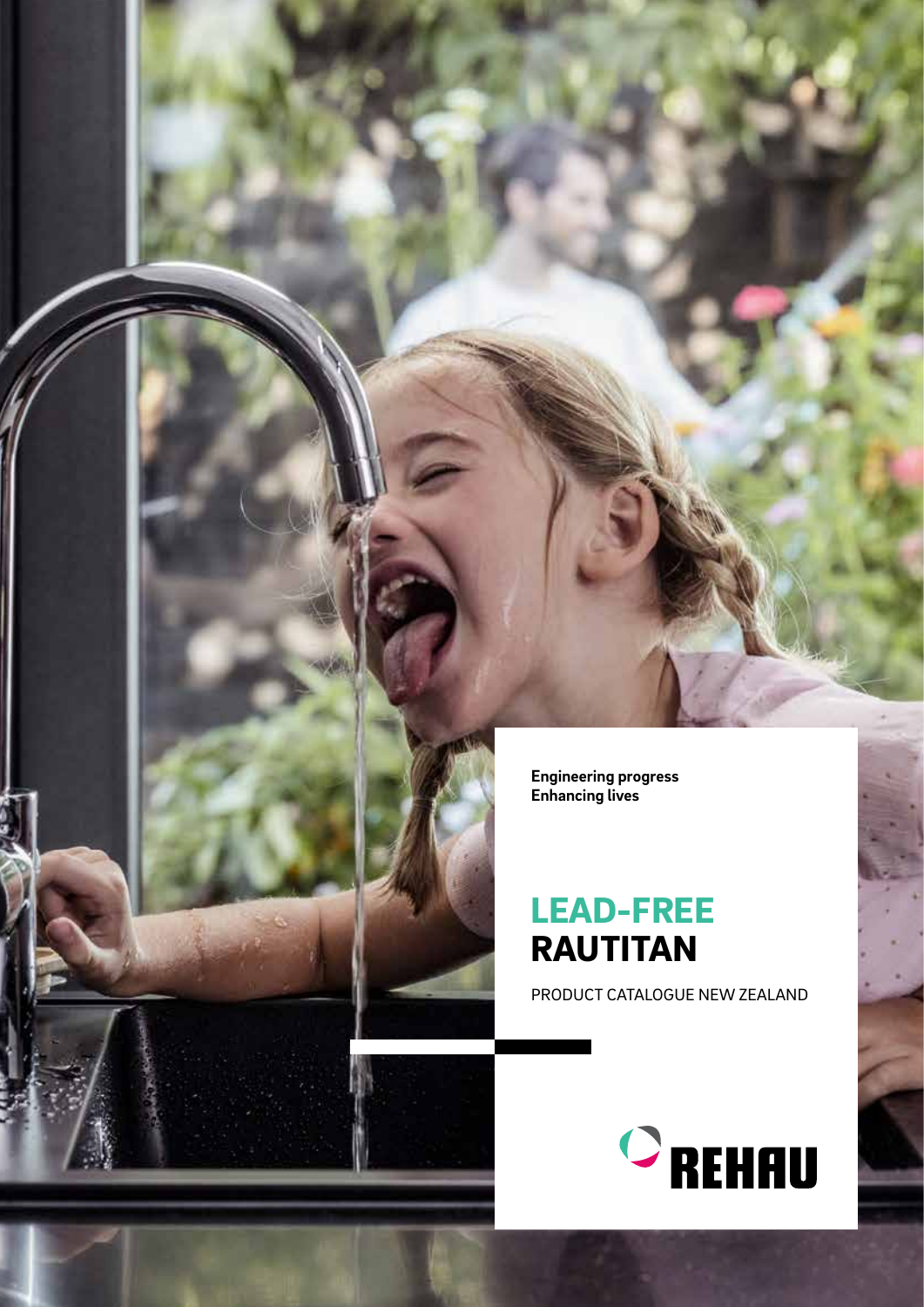**Engineering progress**
**Enhancing lives**

# LEAD-FREE RAUTITAN

PRODUCT CATALOGUE NEW ZEALAND

REHAU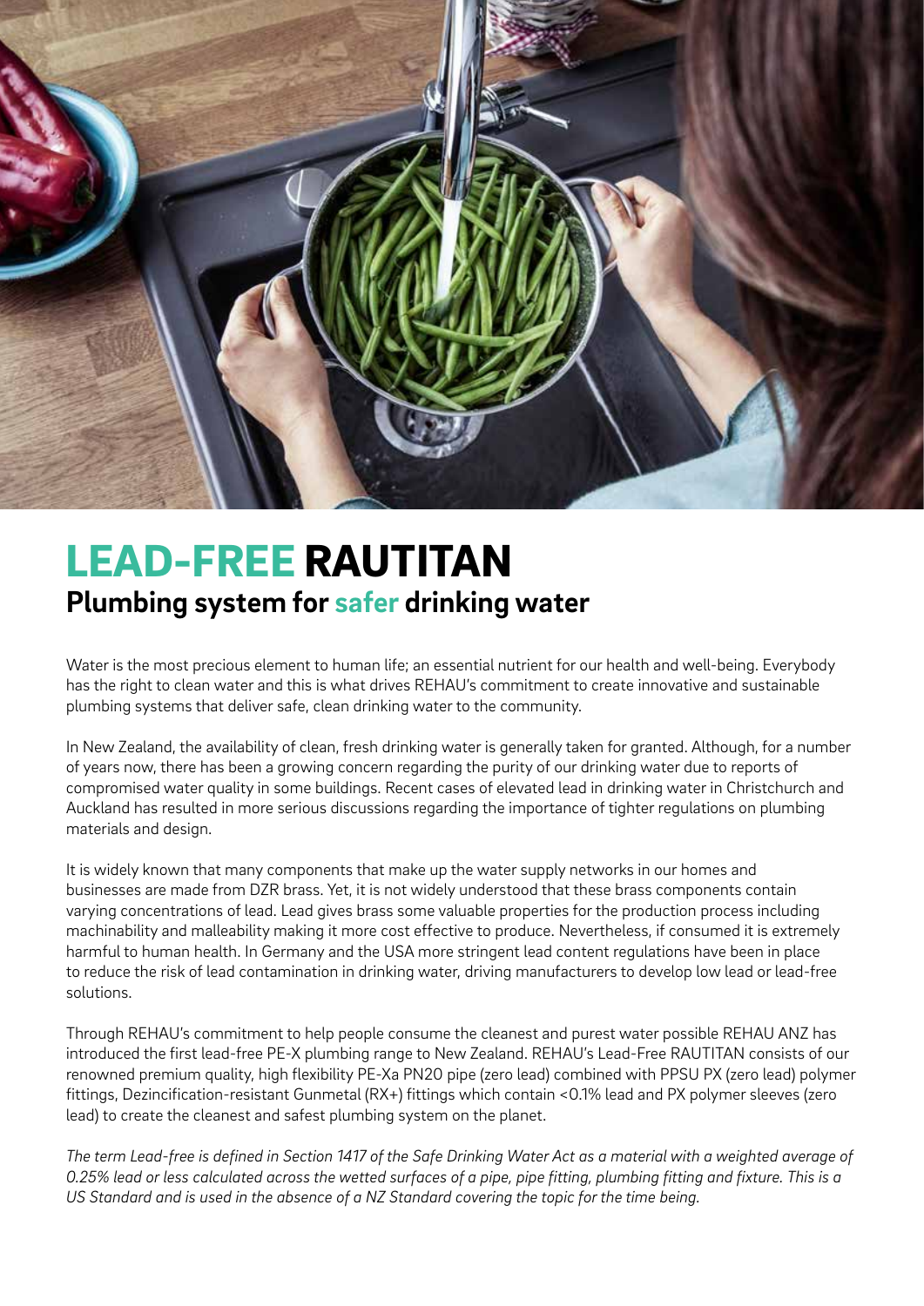# LEAD-FREE RAUTITAN

## Plumbing system for safer drinking water

Water is the most precious element to human life; an essential nutrient for our health and well-being. Everybody has the right to clean water and this is what drives REHAU's commitment to create innovative and sustainable plumbing systems that deliver safe, clean drinking water to the community.

In New Zealand, the availability of clean, fresh drinking water is generally taken for granted. Although, for a number of years now, there has been a growing concern regarding the purity of our drinking water due to reports of compromised water quality in some buildings. Recent cases of elevated lead in drinking water in Christchurch and Auckland has resulted in more serious discussions regarding the importance of tighter regulations on plumbing materials and design.

It is widely known that many components that make up the water supply networks in our homes and businesses are made from DZR brass. Yet, it is not widely understood that these brass components contain varying concentrations of lead. Lead gives brass some valuable properties for the production process including machinability and malleability making it more cost effective to produce. Nevertheless, if consumed it is extremely harmful to human health. In Germany and the USA more stringent lead content regulations have been in place to reduce the risk of lead contamination in drinking water, driving manufacturers to develop low lead or lead-free solutions.

Through REHAU's commitment to help people consume the cleanest and purest water possible REHAU ANZ has introduced the first lead-free PE-X plumbing range to New Zealand. REHAU's Lead-Free RAUTITAN consists of our renowned premium quality, high flexibility PE-Xa PN20 pipe (zero lead) combined with PPSU PX (zero lead) polymer fittings, Dezincification-resistant Gunmetal (RX+) fittings which contain <0.1% lead and PX polymer sleeves (zero lead) to create the cleanest and safest plumbing system on the planet.

*The term Lead-free is defined in Section 1417 of the Safe Drinking Water Act as a material with a weighted average of 0.25% lead or less calculated across the wetted surfaces of a pipe, pipe fitting, plumbing fitting and fixture. This is a US Standard and is used in the absence of a NZ Standard covering the topic for the time being.*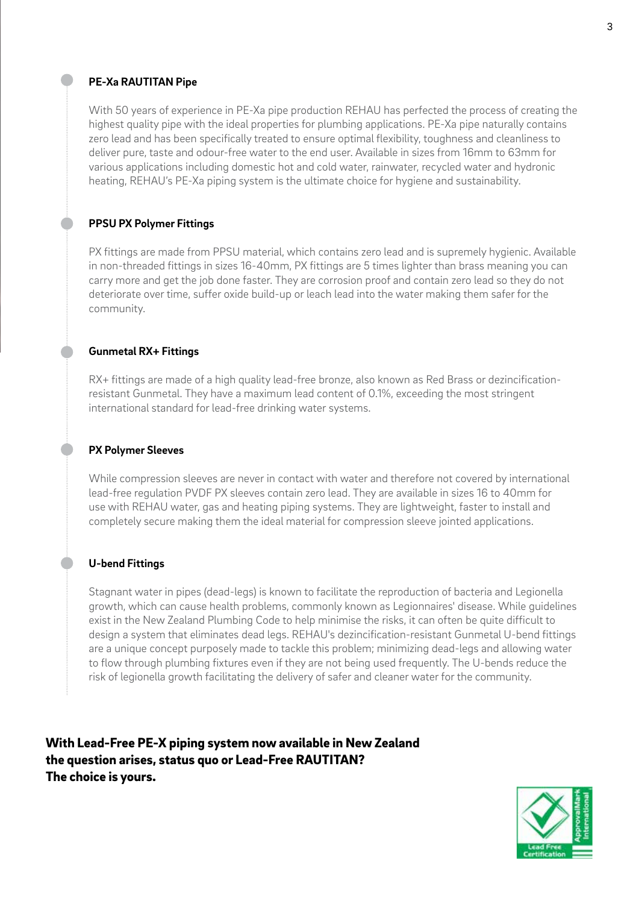### PE-Xa RAUTITAN Pipe

With 50 years of experience in PE-Xa pipe production REHAU has perfected the process of creating the highest quality pipe with the ideal properties for plumbing applications. PE-Xa pipe naturally contains zero lead and has been specifically treated to ensure optimal flexibility, toughness and cleanliness to deliver pure, taste and odour-free water to the end user. Available in sizes from 16mm to 63mm for various applications including domestic hot and cold water, rainwater, recycled water and hydronic heating, REHAU's PE-Xa piping system is the ultimate choice for hygiene and sustainability.

### PPSU PX Polymer Fittings

PX fittings are made from PPSU material, which contains zero lead and is supremely hygienic. Available in non-threaded fittings in sizes 16-40mm, PX fittings are 5 times lighter than brass meaning you can carry more and get the job done faster. They are corrosion proof and contain zero lead so they do not deteriorate over time, suffer oxide build-up or leach lead into the water making them safer for the community.

### Gunmetal RX+ Fittings

RX+ fittings are made of a high quality lead-free bronze, also known as Red Brass or dezincification-resistant Gunmetal. They have a maximum lead content of 0.1%, exceeding the most stringent international standard for lead-free drinking water systems.

### PX Polymer Sleeves

While compression sleeves are never in contact with water and therefore not covered by international lead-free regulation PVDF PX sleeves contain zero lead. They are available in sizes 16 to 40mm for use with REHAU water, gas and heating piping systems. They are lightweight, faster to install and completely secure making them the ideal material for compression sleeve jointed applications.

### U-bend Fittings

Stagnant water in pipes (dead-legs) is known to facilitate the reproduction of bacteria and Legionella growth, which can cause health problems, commonly known as Legionnaires' disease. While guidelines exist in the New Zealand Plumbing Code to help minimise the risks, it can often be quite difficult to design a system that eliminates dead legs. REHAU's dezincification-resistant Gunmetal U-bend fittings are a unique concept purposely made to tackle this problem; minimizing dead-legs and allowing water to flow through plumbing fixtures even if they are not being used frequently. The U-bends reduce the risk of legionella growth facilitating the delivery of safer and cleaner water for the community.

**With Lead-Free PE-X piping system now available in New Zealand the question arises, status quo or Lead-Free RAUTITAN? The choice is yours.**

ApprovalMark International
Lead Free Certification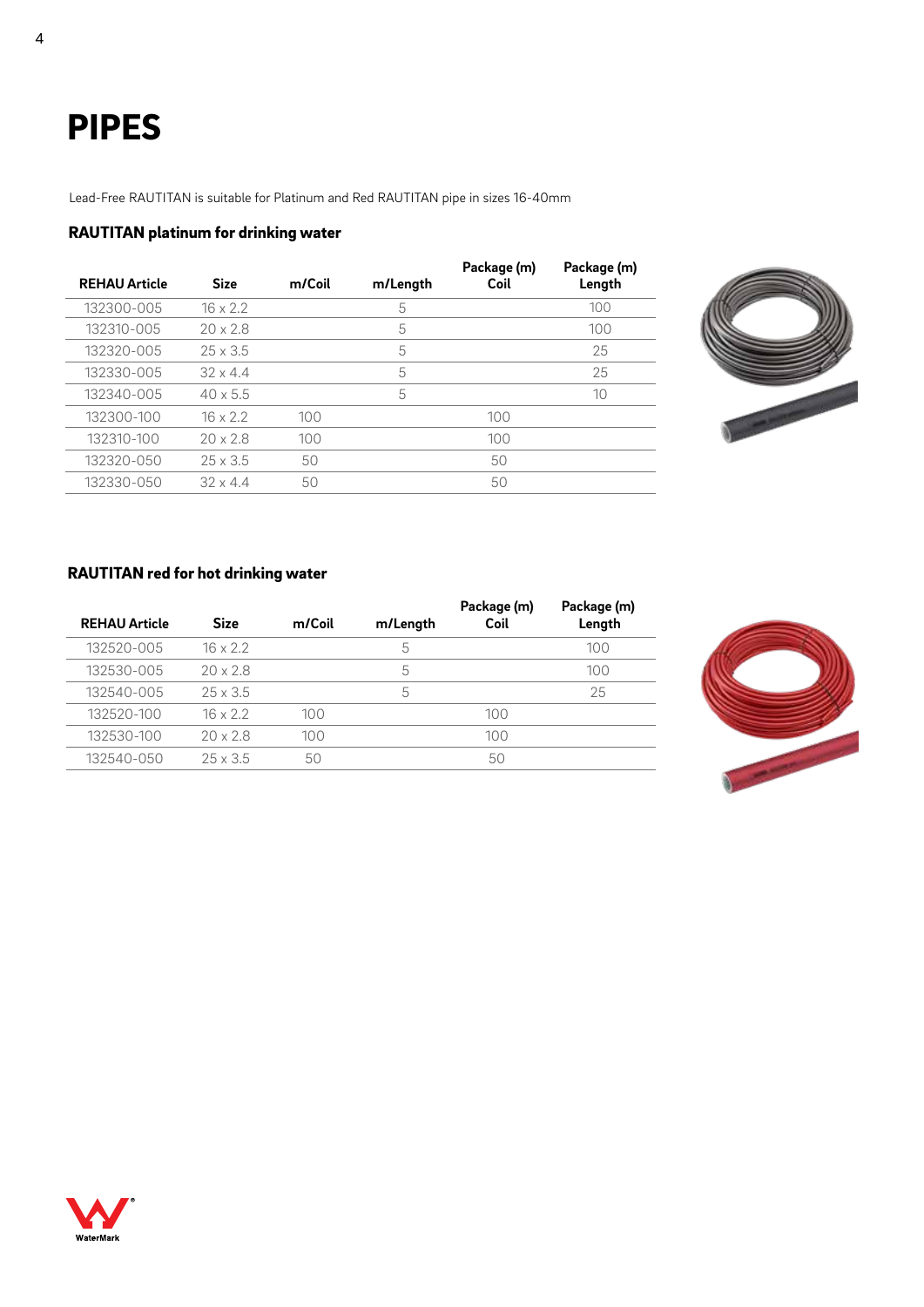# PIPES

Lead-Free RAUTITAN is suitable for Platinum and Red RAUTITAN pipe in sizes 16-40mm

### RAUTITAN platinum for drinking water

| REHAU Article | Size | m/Coil | m/Length | Package (m) Coil | Package (m) Length |
|---|---|---|---|---|---|
| 132300-005 | 16 x 2.2 | | 5 | | 100 |
| 132310-005 | 20 x 2.8 | | 5 | | 100 |
| 132320-005 | 25 x 3.5 | | 5 | | 25 |
| 132330-005 | 32 x 4.4 | | 5 | | 25 |
| 132340-005 | 40 x 5.5 | | 5 | | 10 |
| 132300-100 | 16 x 2.2 | 100 | | 100 | |
| 132310-100 | 20 x 2.8 | 100 | | 100 | |
| 132320-050 | 25 x 3.5 | 50 | | 50 | |
| 132330-050 | 32 x 4.4 | 50 | | 50 | |

### RAUTITAN red for hot drinking water

| REHAU Article | Size | m/Coil | m/Length | Package (m) Coil | Package (m) Length |
|---|---|---|---|---|---|
| 132520-005 | 16 x 2.2 | | 5 | | 100 |
| 132530-005 | 20 x 2.8 | | 5 | | 100 |
| 132540-005 | 25 x 3.5 | | 5 | | 25 |
| 132520-100 | 16 x 2.2 | 100 | | 100 | |
| 132530-100 | 20 x 2.8 | 100 | | 100 | |
| 132540-050 | 25 x 3.5 | 50 | | 50 | |

WaterMark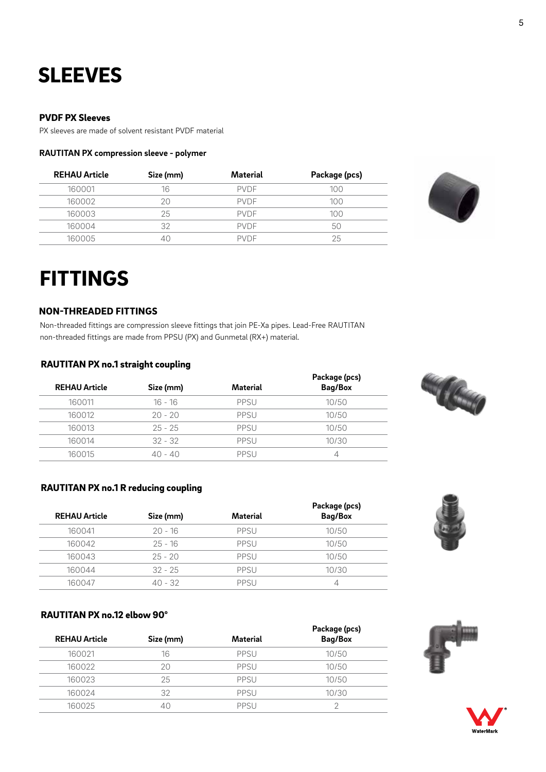# SLEEVES

### PVDF PX Sleeves

PX sleeves are made of solvent resistant PVDF material

#### RAUTITAN PX compression sleeve - polymer

| REHAU Article | Size (mm) | Material | Package (pcs) |
|---|---|---|---|
| 160001 | 16 | PVDF | 100 |
| 160002 | 20 | PVDF | 100 |
| 160003 | 25 | PVDF | 100 |
| 160004 | 32 | PVDF | 50 |
| 160005 | 40 | PVDF | 25 |

# FITTINGS

### NON-THREADED FITTINGS

Non-threaded fittings are compression sleeve fittings that join PE-Xa pipes. Lead-Free RAUTITAN non-threaded fittings are made from PPSU (PX) and Gunmetal (RX+) material.

#### RAUTITAN PX no.1 straight coupling

| REHAU Article | Size (mm) | Material | Package (pcs) Bag/Box |
|---|---|---|---|
| 160011 | 16 - 16 | PPSU | 10/50 |
| 160012 | 20 - 20 | PPSU | 10/50 |
| 160013 | 25 - 25 | PPSU | 10/50 |
| 160014 | 32 - 32 | PPSU | 10/30 |
| 160015 | 40 - 40 | PPSU | 4 |

#### RAUTITAN PX no.1 R reducing coupling

| REHAU Article | Size (mm) | Material | Package (pcs) Bag/Box |
|---|---|---|---|
| 160041 | 20 - 16 | PPSU | 10/50 |
| 160042 | 25 - 16 | PPSU | 10/50 |
| 160043 | 25 - 20 | PPSU | 10/50 |
| 160044 | 32 - 25 | PPSU | 10/30 |
| 160047 | 40 - 32 | PPSU | 4 |

#### RAUTITAN PX no.12 elbow 90°

| REHAU Article | Size (mm) | Material | Package (pcs) Bag/Box |
|---|---|---|---|
| 160021 | 16 | PPSU | 10/50 |
| 160022 | 20 | PPSU | 10/50 |
| 160023 | 25 | PPSU | 10/50 |
| 160024 | 32 | PPSU | 10/30 |
| 160025 | 40 | PPSU | 2 |

WaterMark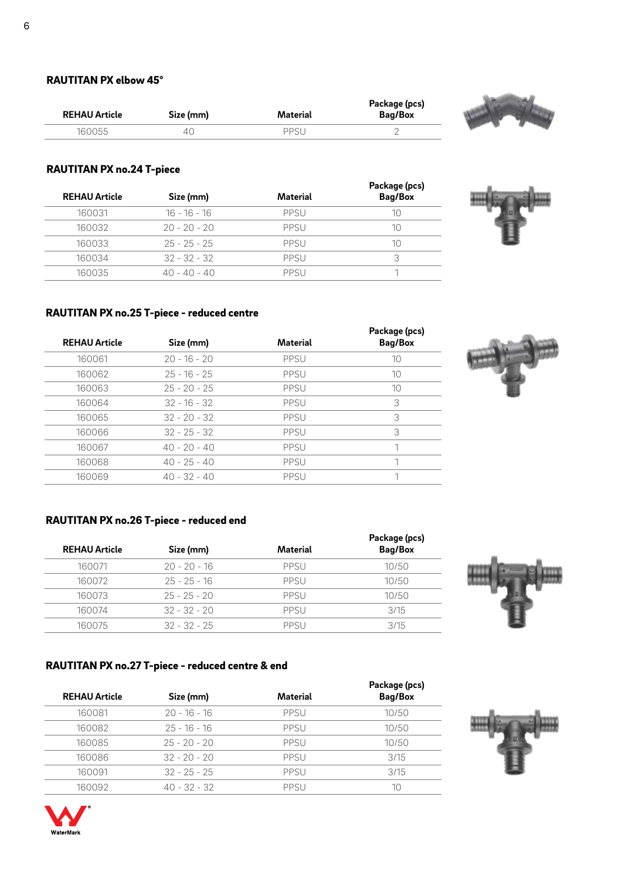### RAUTITAN PX elbow 45°

| REHAU Article | Size (mm) | Material | Package (pcs) Bag/Box |
|---|---|---|---|
| 160055 | 40 | PPSU | 2 |

### RAUTITAN PX no.24 T-piece

| REHAU Article | Size (mm) | Material | Package (pcs) Bag/Box |
|---|---|---|---|
| 160031 | 16 - 16 - 16 | PPSU | 10 |
| 160032 | 20 - 20 - 20 | PPSU | 10 |
| 160033 | 25 - 25 - 25 | PPSU | 10 |
| 160034 | 32 - 32 - 32 | PPSU | 3 |
| 160035 | 40 - 40 - 40 | PPSU | 1 |

### RAUTITAN PX no.25 T-piece - reduced centre

| REHAU Article | Size (mm) | Material | Package (pcs) Bag/Box |
|---|---|---|---|
| 160061 | 20 - 16 - 20 | PPSU | 10 |
| 160062 | 25 - 16 - 25 | PPSU | 10 |
| 160063 | 25 - 20 - 25 | PPSU | 10 |
| 160064 | 32 - 16 - 32 | PPSU | 3 |
| 160065 | 32 - 20 - 32 | PPSU | 3 |
| 160066 | 32 - 25 - 32 | PPSU | 3 |
| 160067 | 40 - 20 - 40 | PPSU | 1 |
| 160068 | 40 - 25 - 40 | PPSU | 1 |
| 160069 | 40 - 32 - 40 | PPSU | 1 |

### RAUTITAN PX no.26 T-piece - reduced end

| REHAU Article | Size (mm) | Material | Package (pcs) Bag/Box |
|---|---|---|---|
| 160071 | 20 - 20 - 16 | PPSU | 10/50 |
| 160072 | 25 - 25 - 16 | PPSU | 10/50 |
| 160073 | 25 - 25 - 20 | PPSU | 10/50 |
| 160074 | 32 - 32 - 20 | PPSU | 3/15 |
| 160075 | 32 - 32 - 25 | PPSU | 3/15 |

### RAUTITAN PX no.27 T-piece - reduced centre & end

| REHAU Article | Size (mm) | Material | Package (pcs) Bag/Box |
|---|---|---|---|
| 160081 | 20 - 16 - 16 | PPSU | 10/50 |
| 160082 | 25 - 16 - 16 | PPSU | 10/50 |
| 160085 | 25 - 20 - 20 | PPSU | 10/50 |
| 160086 | 32 - 20 - 20 | PPSU | 3/15 |
| 160091 | 32 - 25 - 25 | PPSU | 3/15 |
| 160092 | 40 - 32 - 32 | PPSU | 10 |

WaterMark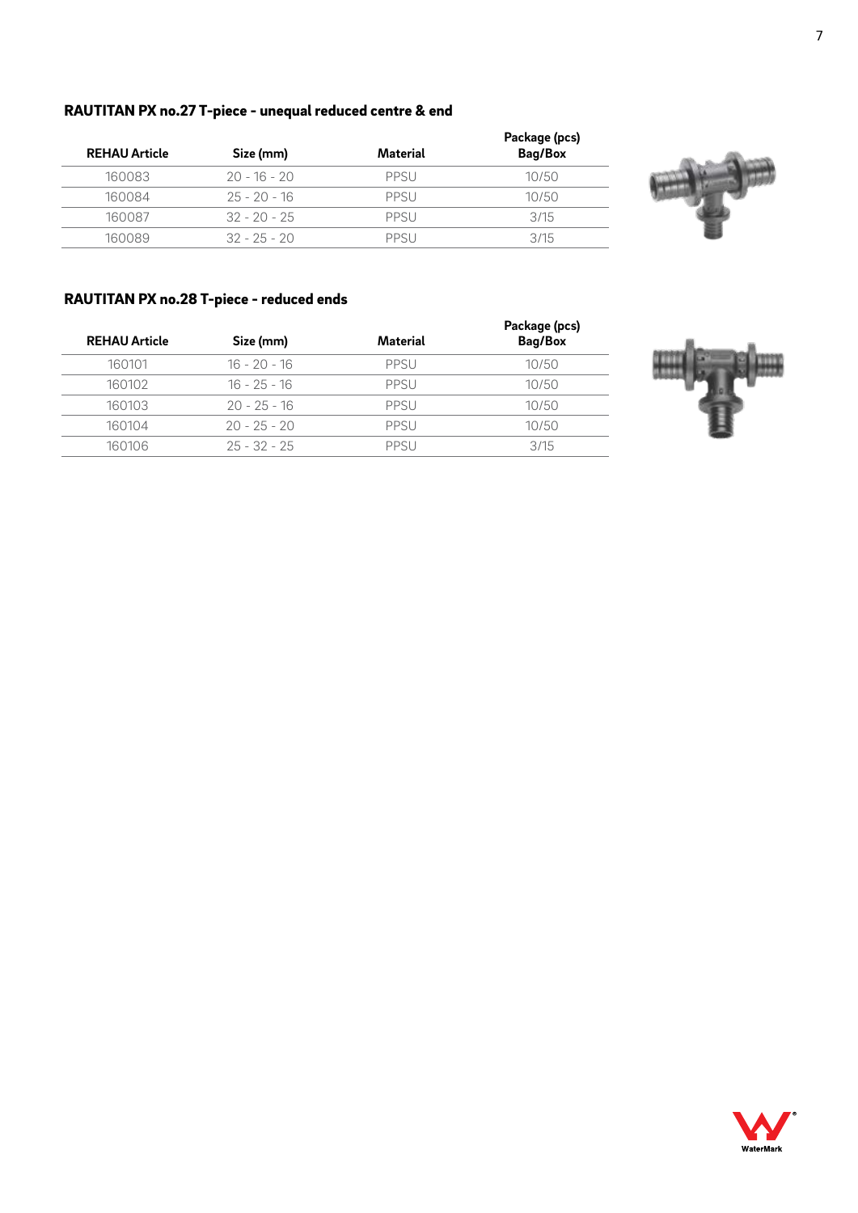## RAUTITAN PX no.27 T-piece - unequal reduced centre & end

| REHAU Article | Size (mm) | Material | Package (pcs) Bag/Box |
|---|---|---|---|
| 160083 | 20 - 16 - 20 | PPSU | 10/50 |
| 160084 | 25 - 20 - 16 | PPSU | 10/50 |
| 160087 | 32 - 20 - 25 | PPSU | 3/15 |
| 160089 | 32 - 25 - 20 | PPSU | 3/15 |

## RAUTITAN PX no.28 T-piece - reduced ends

| REHAU Article | Size (mm) | Material | Package (pcs) Bag/Box |
|---|---|---|---|
| 160101 | 16 - 20 - 16 | PPSU | 10/50 |
| 160102 | 16 - 25 - 16 | PPSU | 10/50 |
| 160103 | 20 - 25 - 16 | PPSU | 10/50 |
| 160104 | 20 - 25 - 20 | PPSU | 10/50 |
| 160106 | 25 - 32 - 25 | PPSU | 3/15 |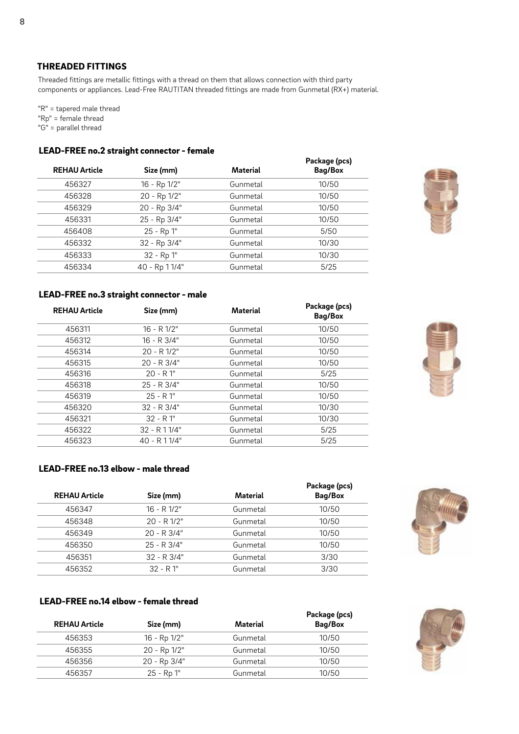## THREADED FITTINGS

Threaded fittings are metallic fittings with a thread on them that allows connection with third party components or appliances. Lead-Free RAUTITAN threaded fittings are made from Gunmetal (RX+) material.

"R" = tapered male thread
"Rp" = female thread
"G" = parallel thread

### LEAD-FREE no.2 straight connector - female

| REHAU Article | Size (mm) | Material | Package (pcs) Bag/Box |
|---|---|---|---|
| 456327 | 16 - Rp 1/2" | Gunmetal | 10/50 |
| 456328 | 20 - Rp 1/2" | Gunmetal | 10/50 |
| 456329 | 20 - Rp 3/4" | Gunmetal | 10/50 |
| 456331 | 25 - Rp 3/4" | Gunmetal | 10/50 |
| 456408 | 25 - Rp 1" | Gunmetal | 5/50 |
| 456332 | 32 - Rp 3/4" | Gunmetal | 10/30 |
| 456333 | 32 - Rp 1" | Gunmetal | 10/30 |
| 456334 | 40 - Rp 1 1/4" | Gunmetal | 5/25 |

### LEAD-FREE no.3 straight connector - male

| REHAU Article | Size (mm) | Material | Package (pcs) Bag/Box |
|---|---|---|---|
| 456311 | 16 - R 1/2" | Gunmetal | 10/50 |
| 456312 | 16 - R 3/4" | Gunmetal | 10/50 |
| 456314 | 20 - R 1/2" | Gunmetal | 10/50 |
| 456315 | 20 - R 3/4" | Gunmetal | 10/50 |
| 456316 | 20 - R 1" | Gunmetal | 5/25 |
| 456318 | 25 - R 3/4" | Gunmetal | 10/50 |
| 456319 | 25 - R 1" | Gunmetal | 10/50 |
| 456320 | 32 - R 3/4" | Gunmetal | 10/30 |
| 456321 | 32 - R 1" | Gunmetal | 10/30 |
| 456322 | 32 - R 1 1/4" | Gunmetal | 5/25 |
| 456323 | 40 - R 1 1/4" | Gunmetal | 5/25 |

### LEAD-FREE no.13 elbow - male thread

| REHAU Article | Size (mm) | Material | Package (pcs) Bag/Box |
|---|---|---|---|
| 456347 | 16 - R 1/2" | Gunmetal | 10/50 |
| 456348 | 20 - R 1/2" | Gunmetal | 10/50 |
| 456349 | 20 - R 3/4" | Gunmetal | 10/50 |
| 456350 | 25 - R 3/4" | Gunmetal | 10/50 |
| 456351 | 32 - R 3/4" | Gunmetal | 3/30 |
| 456352 | 32 - R 1" | Gunmetal | 3/30 |

### LEAD-FREE no.14 elbow - female thread

| REHAU Article | Size (mm) | Material | Package (pcs) Bag/Box |
|---|---|---|---|
| 456353 | 16 - Rp 1/2" | Gunmetal | 10/50 |
| 456355 | 20 - Rp 1/2" | Gunmetal | 10/50 |
| 456356 | 20 - Rp 3/4" | Gunmetal | 10/50 |
| 456357 | 25 - Rp 1" | Gunmetal | 10/50 |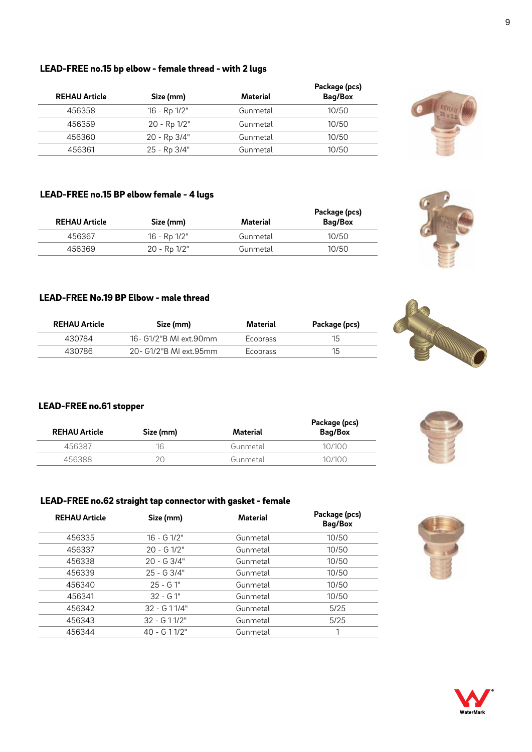### LEAD-FREE no.15 bp elbow - female thread - with 2 lugs

| REHAU Article | Size (mm) | Material | Package (pcs) Bag/Box |
|---|---|---|---|
| 456358 | 16 - Rp 1/2" | Gunmetal | 10/50 |
| 456359 | 20 - Rp 1/2" | Gunmetal | 10/50 |
| 456360 | 20 - Rp 3/4" | Gunmetal | 10/50 |
| 456361 | 25 - Rp 3/4" | Gunmetal | 10/50 |

### LEAD-FREE no.15 BP elbow female - 4 lugs

| REHAU Article | Size (mm) | Material | Package (pcs) Bag/Box |
|---|---|---|---|
| 456367 | 16 - Rp 1/2" | Gunmetal | 10/50 |
| 456369 | 20 - Rp 1/2" | Gunmetal | 10/50 |

### LEAD-FREE No.19 BP Elbow - male thread

| REHAU Article | Size (mm) | Material | Package (pcs) |
|---|---|---|---|
| 430784 | 16- G1/2"B MI ext.90mm | Ecobrass | 15 |
| 430786 | 20- G1/2"B MI ext.95mm | Ecobrass | 15 |

### LEAD-FREE no.61 stopper

| REHAU Article | Size (mm) | Material | Package (pcs) Bag/Box |
|---|---|---|---|
| 456387 | 16 | Gunmetal | 10/100 |
| 456388 | 20 | Gunmetal | 10/100 |

### LEAD-FREE no.62 straight tap connector with gasket - female

| REHAU Article | Size (mm) | Material | Package (pcs) Bag/Box |
|---|---|---|---|
| 456335 | 16 - G 1/2" | Gunmetal | 10/50 |
| 456337 | 20 - G 1/2" | Gunmetal | 10/50 |
| 456338 | 20 - G 3/4" | Gunmetal | 10/50 |
| 456339 | 25 - G 3/4" | Gunmetal | 10/50 |
| 456340 | 25 - G 1" | Gunmetal | 10/50 |
| 456341 | 32 - G 1" | Gunmetal | 10/50 |
| 456342 | 32 - G 1 1/4" | Gunmetal | 5/25 |
| 456343 | 32 - G 1 1/2" | Gunmetal | 5/25 |
| 456344 | 40 - G 1 1/2" | Gunmetal | 1 |

WaterMark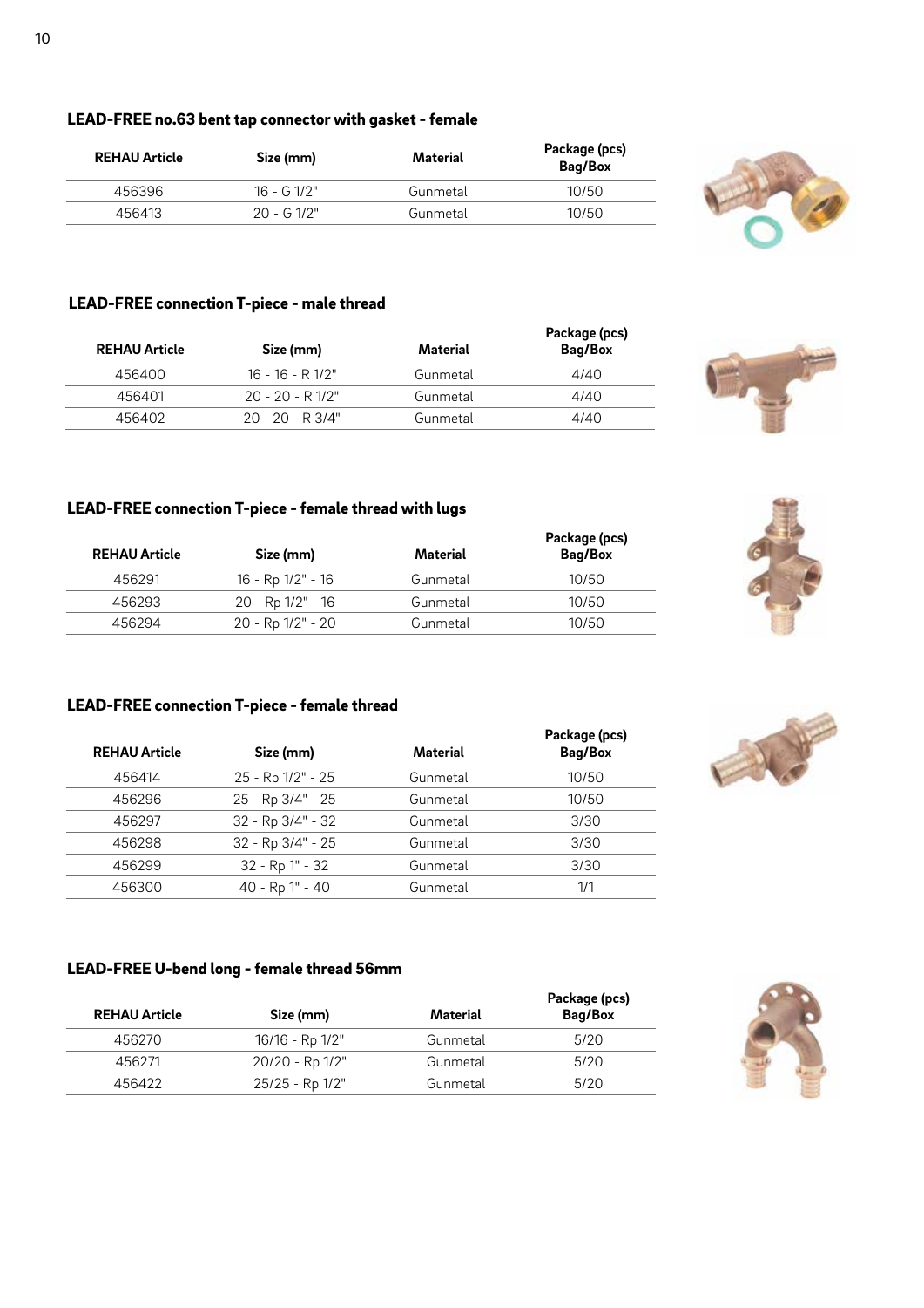### LEAD-FREE no.63 bent tap connector with gasket - female

| REHAU Article | Size (mm) | Material | Package (pcs) Bag/Box |
|---|---|---|---|
| 456396 | 16 - G 1/2" | Gunmetal | 10/50 |
| 456413 | 20 - G 1/2" | Gunmetal | 10/50 |

### LEAD-FREE connection T-piece - male thread

| REHAU Article | Size (mm) | Material | Package (pcs) Bag/Box |
|---|---|---|---|
| 456400 | 16 - 16 - R 1/2" | Gunmetal | 4/40 |
| 456401 | 20 - 20 - R 1/2" | Gunmetal | 4/40 |
| 456402 | 20 - 20 - R 3/4" | Gunmetal | 4/40 |

### LEAD-FREE connection T-piece - female thread with lugs

| REHAU Article | Size (mm) | Material | Package (pcs) Bag/Box |
|---|---|---|---|
| 456291 | 16 - Rp 1/2" - 16 | Gunmetal | 10/50 |
| 456293 | 20 - Rp 1/2" - 16 | Gunmetal | 10/50 |
| 456294 | 20 - Rp 1/2" - 20 | Gunmetal | 10/50 |

### LEAD-FREE connection T-piece - female thread

| REHAU Article | Size (mm) | Material | Package (pcs) Bag/Box |
|---|---|---|---|
| 456414 | 25 - Rp 1/2" - 25 | Gunmetal | 10/50 |
| 456296 | 25 - Rp 3/4" - 25 | Gunmetal | 10/50 |
| 456297 | 32 - Rp 3/4" - 32 | Gunmetal | 3/30 |
| 456298 | 32 - Rp 3/4" - 25 | Gunmetal | 3/30 |
| 456299 | 32 - Rp 1" - 32 | Gunmetal | 3/30 |
| 456300 | 40 - Rp 1" - 40 | Gunmetal | 1/1 |

### LEAD-FREE U-bend long - female thread 56mm

| REHAU Article | Size (mm) | Material | Package (pcs) Bag/Box |
|---|---|---|---|
| 456270 | 16/16 - Rp 1/2" | Gunmetal | 5/20 |
| 456271 | 20/20 - Rp 1/2" | Gunmetal | 5/20 |
| 456422 | 25/25 - Rp 1/2" | Gunmetal | 5/20 |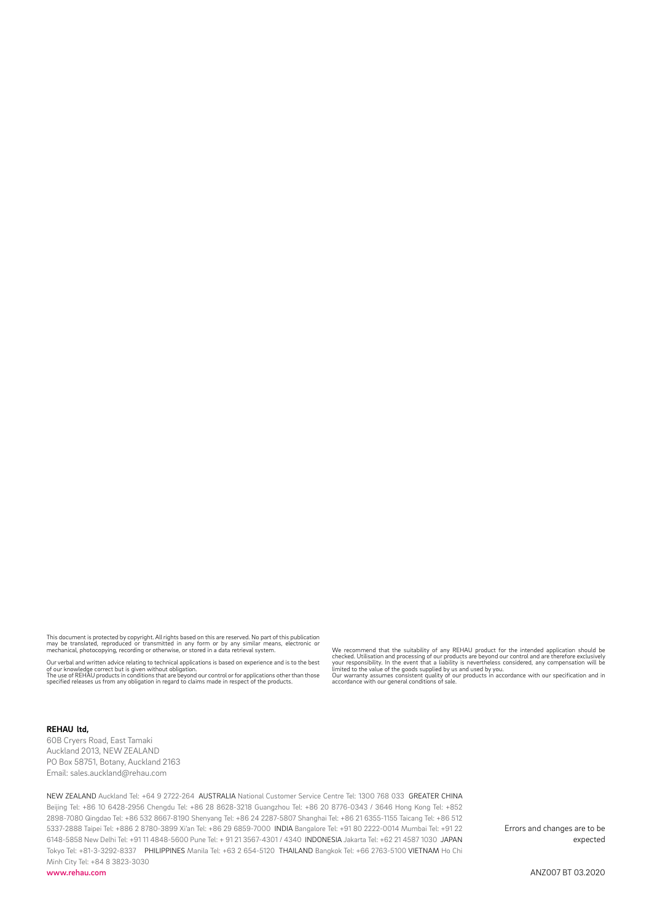This document is protected by copyright. All rights based on this are reserved. No part of this publication may be translated, reproduced or transmitted in any form or by any similar means, electronic or mechanical, photocopying, recording or otherwise, or stored in a data retrieval system.

Our verbal and written advice relating to technical applications is based on experience and is to the best of our knowledge correct but is given without obligation.
The use of REHAU products in conditions that are beyond our control or for applications other than those specified releases us from any obligation in regard to claims made in respect of the products.

We recommend that the suitability of any REHAU product for the intended application should be checked. Utilisation and processing of our products are beyond our control and are therefore exclusively your responsibility. In the event that a liability is nevertheless considered, any compensation will be limited to the value of the goods supplied by us and used by you.
Our warranty assumes consistent quality of our products in accordance with our specification and in accordance with our general conditions of sale.

**REHAU ltd,**
60B Cryers Road, East Tamaki
Auckland 2013, NEW ZEALAND
PO Box 58751, Botany, Auckland 2163
Email: sales.auckland@rehau.com

NEW ZEALAND Auckland Tel: +64 9 2722-264 AUSTRALIA National Customer Service Centre Tel: 1300 768 033 GREATER CHINA Beijing Tel: +86 10 6428-2956 Chengdu Tel: +86 28 8628-3218 Guangzhou Tel: +86 20 8776-0343 / 3646 Hong Kong Tel: +852 2898-7080 Qingdao Tel: +86 532 8667-8190 Shenyang Tel: +86 24 2287-5807 Shanghai Tel: +86 21 6355-1155 Taicang Tel: +86 512 5337-2888 Taipei Tel: +886 2 8780-3899 Xi'an Tel: +86 29 6859-7000 INDIA Bangalore Tel: +91 80 2222-0014 Mumbai Tel: +91 22 6148-5858 New Delhi Tel: +91 11 4848-5600 Pune Tel: + 91 21 3567-4301 / 4340 INDONESIA Jakarta Tel: +62 21 4587 1030 JAPAN Tokyo Tel: +81-3-3292-8337 PHILIPPINES Manila Tel: +63 2 654-5120 THAILAND Bangkok Tel: +66 2763-5100 VIETNAM Ho Chi Minh City Tel: +84 8 3823-3030

www.rehau.com

Errors and changes are to be expected

ANZ007 BT 03.2020